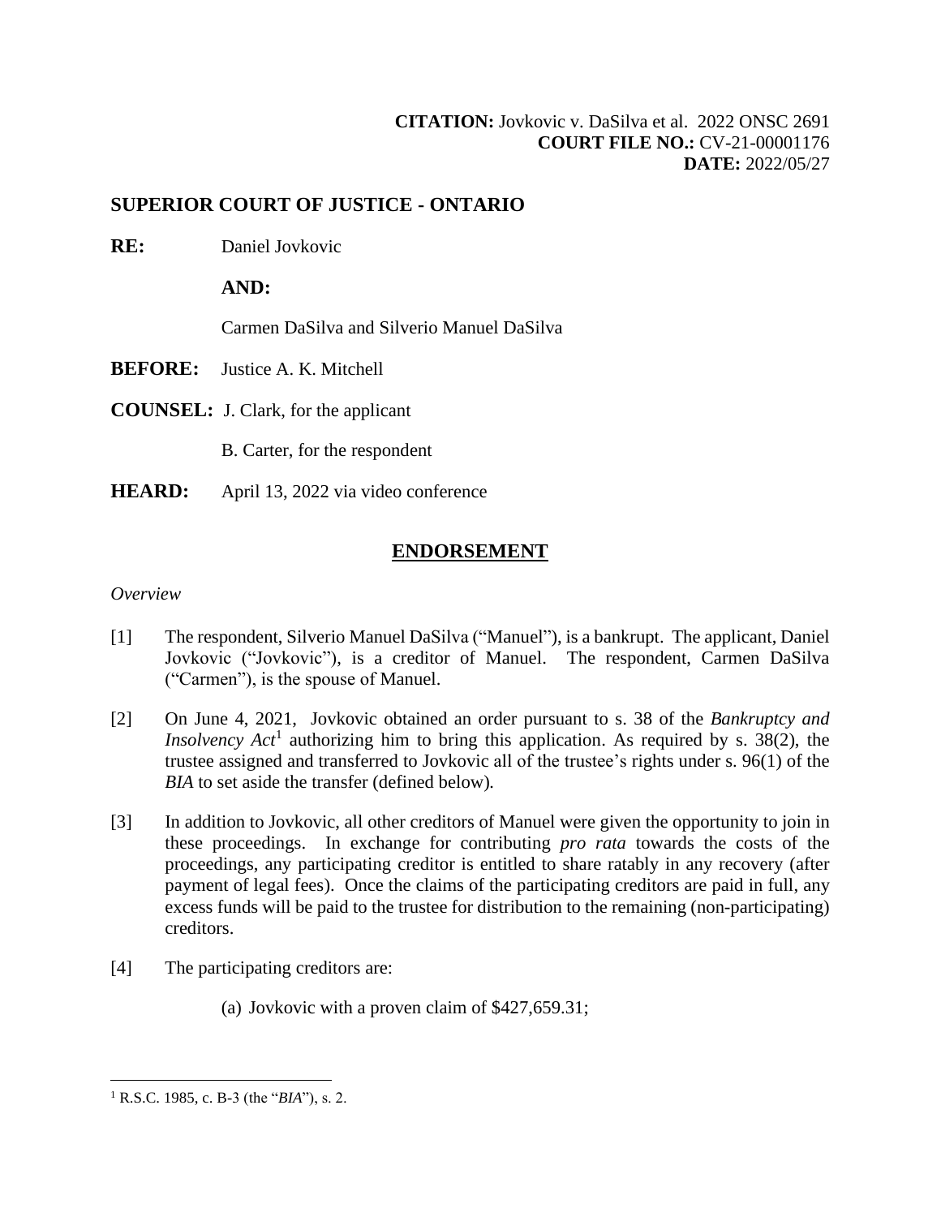**CITATION:** Jovkovic v. DaSilva et al. 2022 ONSC 2691
**COURT FILE NO.:** CV-21-00001176
**DATE:** 2022/05/27

## SUPERIOR COURT OF JUSTICE - ONTARIO

**RE:** Daniel Jovkovic

**AND:**

Carmen DaSilva and Silverio Manuel DaSilva

**BEFORE:** Justice A. K. Mitchell

**COUNSEL:** J. Clark, for the applicant

B. Carter, for the respondent

**HEARD:** April 13, 2022 via video conference

## ENDORSEMENT

*Overview*

[1] The respondent, Silverio Manuel DaSilva ("Manuel"), is a bankrupt. The applicant, Daniel Jovkovic ("Jovkovic"), is a creditor of Manuel. The respondent, Carmen DaSilva ("Carmen"), is the spouse of Manuel.

[2] On June 4, 2021, Jovkovic obtained an order pursuant to s. 38 of the *Bankruptcy and Insolvency Act*[1] authorizing him to bring this application. As required by s. 38(2), the trustee assigned and transferred to Jovkovic all of the trustee's rights under s. 96(1) of the *BIA* to set aside the transfer (defined below).

[3] In addition to Jovkovic, all other creditors of Manuel were given the opportunity to join in these proceedings. In exchange for contributing *pro rata* towards the costs of the proceedings, any participating creditor is entitled to share ratably in any recovery (after payment of legal fees). Once the claims of the participating creditors are paid in full, any excess funds will be paid to the trustee for distribution to the remaining (non-participating) creditors.

[4] The participating creditors are:

(a) Jovkovic with a proven claim of $427,659.31;

---

[1] R.S.C. 1985, c. B-3 (the "*BIA*"), s. 2.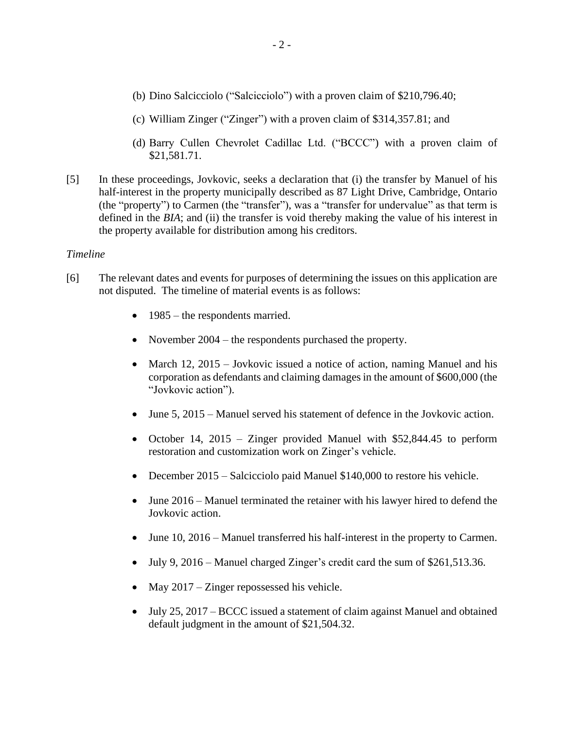(b) Dino Salcicciolo ("Salcicciolo") with a proven claim of $210,796.40;

(c) William Zinger ("Zinger") with a proven claim of $314,357.81; and

(d) Barry Cullen Chevrolet Cadillac Ltd. ("BCCC") with a proven claim of $21,581.71.

[5] In these proceedings, Jovkovic, seeks a declaration that (i) the transfer by Manuel of his half-interest in the property municipally described as 87 Light Drive, Cambridge, Ontario (the "property") to Carmen (the "transfer"), was a "transfer for undervalue" as that term is defined in the *BIA*; and (ii) the transfer is void thereby making the value of his interest in the property available for distribution among his creditors.

*Timeline*

[6] The relevant dates and events for purposes of determining the issues on this application are not disputed. The timeline of material events is as follows:

- 1985 – the respondents married.
- November 2004 – the respondents purchased the property.
- March 12, 2015 – Jovkovic issued a notice of action, naming Manuel and his corporation as defendants and claiming damages in the amount of $600,000 (the "Jovkovic action").
- June 5, 2015 – Manuel served his statement of defence in the Jovkovic action.
- October 14, 2015 – Zinger provided Manuel with $52,844.45 to perform restoration and customization work on Zinger's vehicle.
- December 2015 – Salcicciolo paid Manuel $140,000 to restore his vehicle.
- June 2016 – Manuel terminated the retainer with his lawyer hired to defend the Jovkovic action.
- June 10, 2016 – Manuel transferred his half-interest in the property to Carmen.
- July 9, 2016 – Manuel charged Zinger's credit card the sum of $261,513.36.
- May 2017 – Zinger repossessed his vehicle.
- July 25, 2017 – BCCC issued a statement of claim against Manuel and obtained default judgment in the amount of $21,504.32.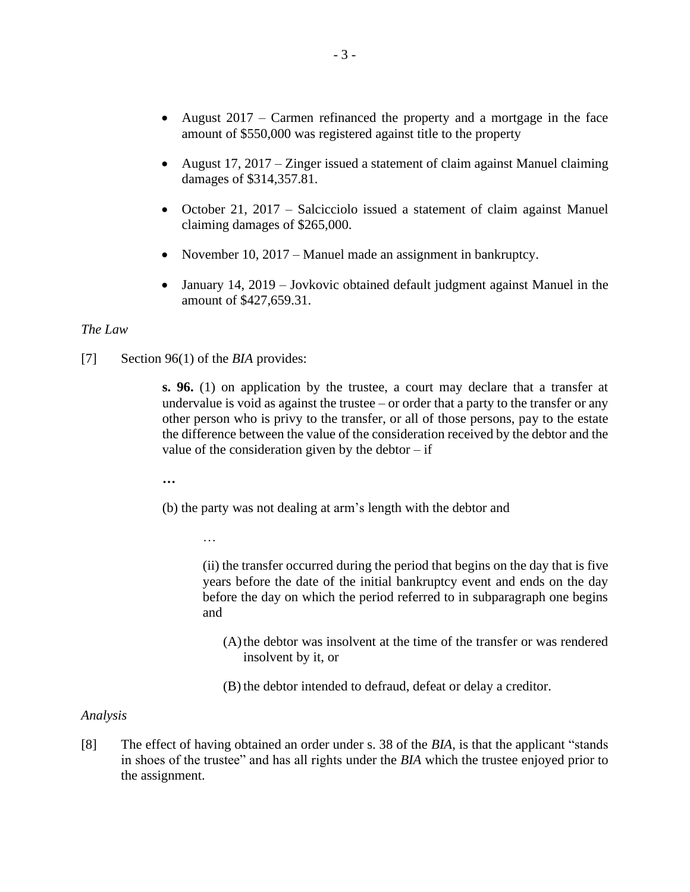- August 2017 – Carmen refinanced the property and a mortgage in the face amount of $550,000 was registered against title to the property
- August 17, 2017 – Zinger issued a statement of claim against Manuel claiming damages of $314,357.81.
- October 21, 2017 – Salcicciolo issued a statement of claim against Manuel claiming damages of $265,000.
- November 10, 2017 – Manuel made an assignment in bankruptcy.
- January 14, 2019 – Jovkovic obtained default judgment against Manuel in the amount of $427,659.31.

*The Law*

[7] Section 96(1) of the *BIA* provides:

> **s. 96.** (1) on application by the trustee, a court may declare that a transfer at undervalue is void as against the trustee – or order that a party to the transfer or any other person who is privy to the transfer, or all of those persons, pay to the estate the difference between the value of the consideration received by the debtor and the value of the consideration given by the debtor – if
>
> **…**
>
> (b) the party was not dealing at arm's length with the debtor and
>
> …
>
> (ii) the transfer occurred during the period that begins on the day that is five years before the date of the initial bankruptcy event and ends on the day before the day on which the period referred to in subparagraph one begins and
>
> (A) the debtor was insolvent at the time of the transfer or was rendered insolvent by it, or
>
> (B) the debtor intended to defraud, defeat or delay a creditor.

*Analysis*

[8] The effect of having obtained an order under s. 38 of the *BIA*, is that the applicant "stands in shoes of the trustee" and has all rights under the *BIA* which the trustee enjoyed prior to the assignment.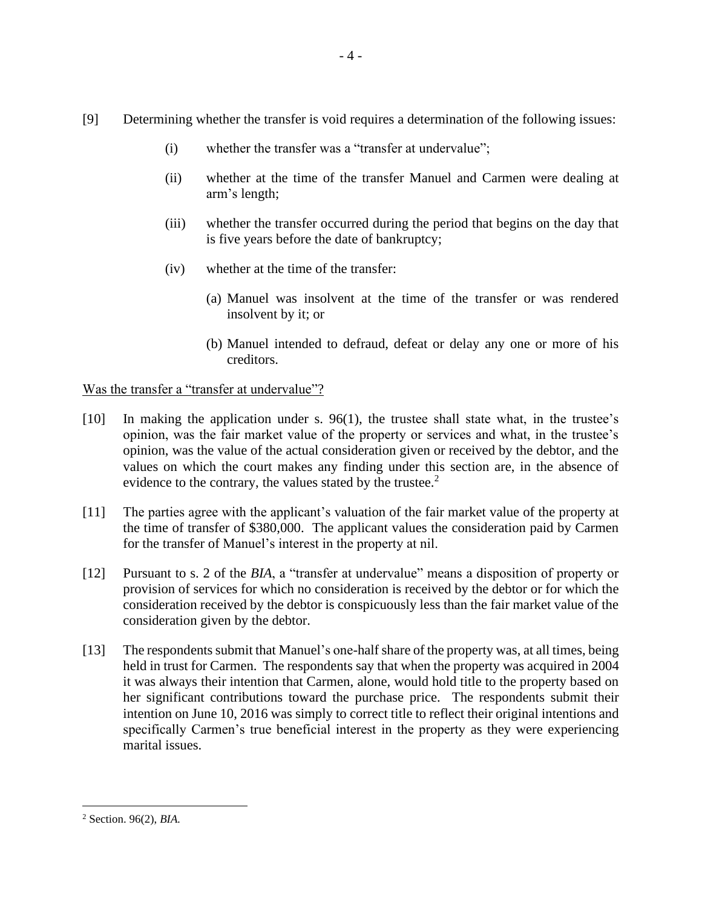[9] Determining whether the transfer is void requires a determination of the following issues:

(i) whether the transfer was a "transfer at undervalue";

(ii) whether at the time of the transfer Manuel and Carmen were dealing at arm's length;

(iii) whether the transfer occurred during the period that begins on the day that is five years before the date of bankruptcy;

(iv) whether at the time of the transfer:

(a) Manuel was insolvent at the time of the transfer or was rendered insolvent by it; or

(b) Manuel intended to defraud, defeat or delay any one or more of his creditors.

<u>Was the transfer a "transfer at undervalue"?</u>

[10] In making the application under s. 96(1), the trustee shall state what, in the trustee's opinion, was the fair market value of the property or services and what, in the trustee's opinion, was the value of the actual consideration given or received by the debtor, and the values on which the court makes any finding under this section are, in the absence of evidence to the contrary, the values stated by the trustee.[2]

[11] The parties agree with the applicant's valuation of the fair market value of the property at the time of transfer of $380,000. The applicant values the consideration paid by Carmen for the transfer of Manuel's interest in the property at nil.

[12] Pursuant to s. 2 of the *BIA*, a "transfer at undervalue" means a disposition of property or provision of services for which no consideration is received by the debtor or for which the consideration received by the debtor is conspicuously less than the fair market value of the consideration given by the debtor.

[13] The respondents submit that Manuel's one-half share of the property was, at all times, being held in trust for Carmen. The respondents say that when the property was acquired in 2004 it was always their intention that Carmen, alone, would hold title to the property based on her significant contributions toward the purchase price. The respondents submit their intention on June 10, 2016 was simply to correct title to reflect their original intentions and specifically Carmen's true beneficial interest in the property as they were experiencing marital issues.

---

[2] Section. 96(2), *BIA.*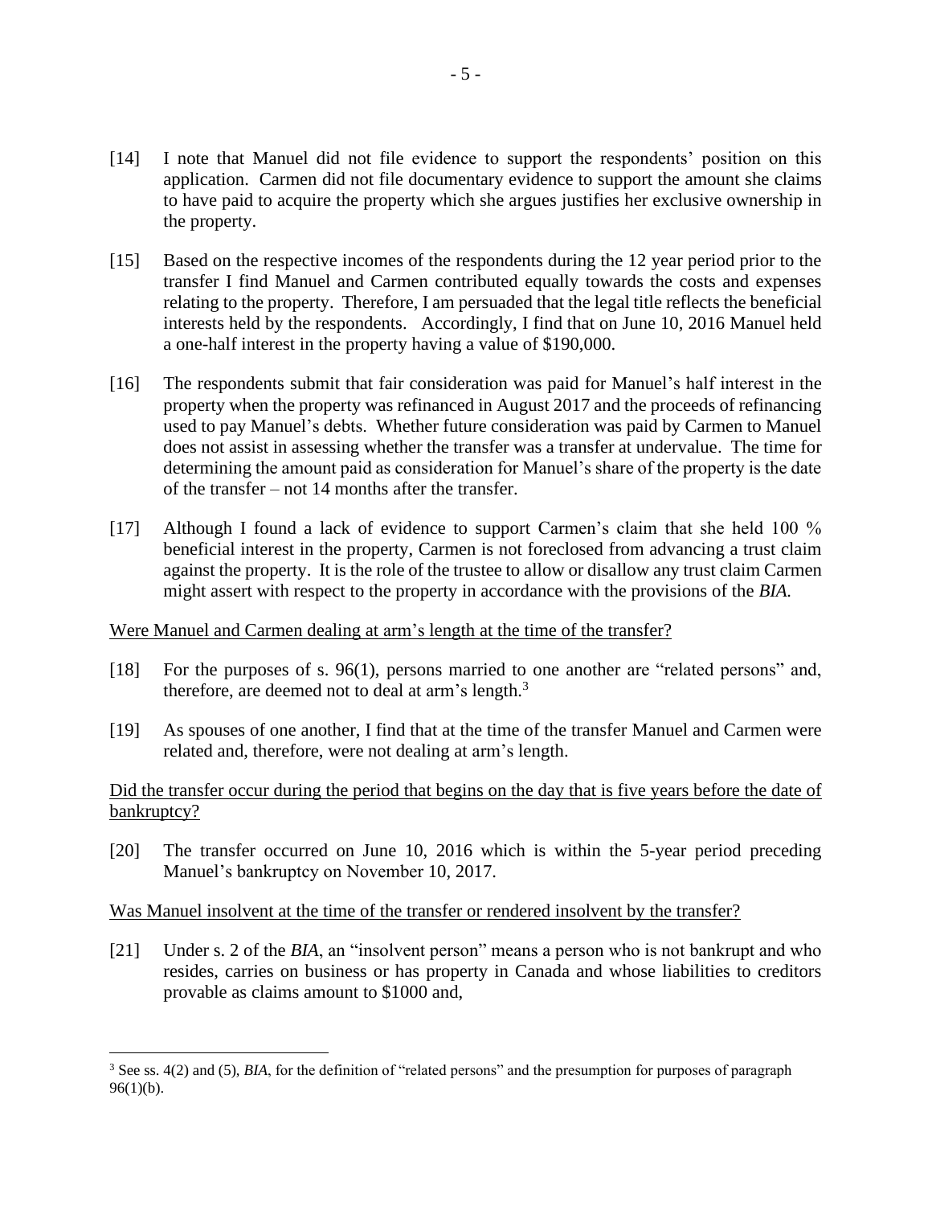[14] I note that Manuel did not file evidence to support the respondents' position on this application. Carmen did not file documentary evidence to support the amount she claims to have paid to acquire the property which she argues justifies her exclusive ownership in the property.

[15] Based on the respective incomes of the respondents during the 12 year period prior to the transfer I find Manuel and Carmen contributed equally towards the costs and expenses relating to the property. Therefore, I am persuaded that the legal title reflects the beneficial interests held by the respondents. Accordingly, I find that on June 10, 2016 Manuel held a one-half interest in the property having a value of $190,000.

[16] The respondents submit that fair consideration was paid for Manuel's half interest in the property when the property was refinanced in August 2017 and the proceeds of refinancing used to pay Manuel's debts. Whether future consideration was paid by Carmen to Manuel does not assist in assessing whether the transfer was a transfer at undervalue. The time for determining the amount paid as consideration for Manuel's share of the property is the date of the transfer – not 14 months after the transfer.

[17] Although I found a lack of evidence to support Carmen's claim that she held 100 % beneficial interest in the property, Carmen is not foreclosed from advancing a trust claim against the property. It is the role of the trustee to allow or disallow any trust claim Carmen might assert with respect to the property in accordance with the provisions of the *BIA*.

<u>Were Manuel and Carmen dealing at arm's length at the time of the transfer?</u>

[18] For the purposes of s. 96(1), persons married to one another are "related persons" and, therefore, are deemed not to deal at arm's length.[3]

[19] As spouses of one another, I find that at the time of the transfer Manuel and Carmen were related and, therefore, were not dealing at arm's length.

<u>Did the transfer occur during the period that begins on the day that is five years before the date of bankruptcy?</u>

[20] The transfer occurred on June 10, 2016 which is within the 5-year period preceding Manuel's bankruptcy on November 10, 2017.

<u>Was Manuel insolvent at the time of the transfer or rendered insolvent by the transfer?</u>

[21] Under s. 2 of the *BIA*, an "insolvent person" means a person who is not bankrupt and who resides, carries on business or has property in Canada and whose liabilities to creditors provable as claims amount to $1000 and,

---

[3] See ss. 4(2) and (5), *BIA*, for the definition of "related persons" and the presumption for purposes of paragraph 96(1)(b).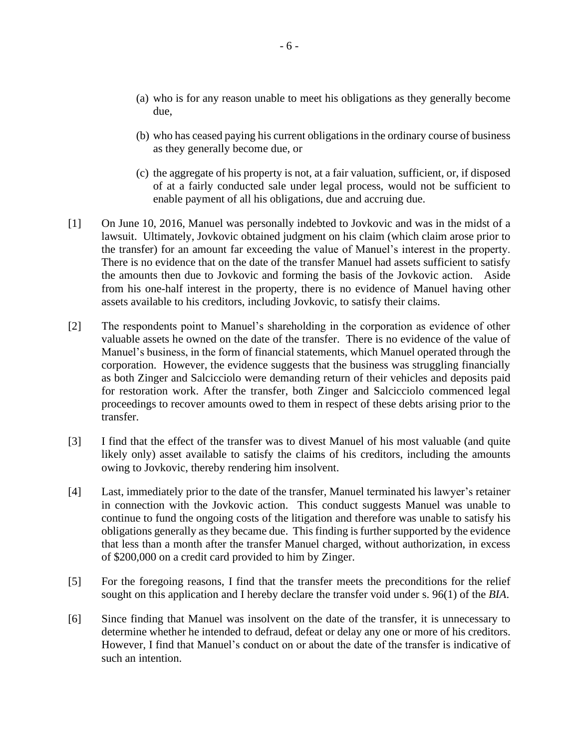(a) who is for any reason unable to meet his obligations as they generally become due,

(b) who has ceased paying his current obligations in the ordinary course of business as they generally become due, or

(c) the aggregate of his property is not, at a fair valuation, sufficient, or, if disposed of at a fairly conducted sale under legal process, would not be sufficient to enable payment of all his obligations, due and accruing due.

[1] On June 10, 2016, Manuel was personally indebted to Jovkovic and was in the midst of a lawsuit. Ultimately, Jovkovic obtained judgment on his claim (which claim arose prior to the transfer) for an amount far exceeding the value of Manuel's interest in the property. There is no evidence that on the date of the transfer Manuel had assets sufficient to satisfy the amounts then due to Jovkovic and forming the basis of the Jovkovic action. Aside from his one-half interest in the property, there is no evidence of Manuel having other assets available to his creditors, including Jovkovic, to satisfy their claims.

[2] The respondents point to Manuel's shareholding in the corporation as evidence of other valuable assets he owned on the date of the transfer. There is no evidence of the value of Manuel's business, in the form of financial statements, which Manuel operated through the corporation. However, the evidence suggests that the business was struggling financially as both Zinger and Salcicciolo were demanding return of their vehicles and deposits paid for restoration work. After the transfer, both Zinger and Salcicciolo commenced legal proceedings to recover amounts owed to them in respect of these debts arising prior to the transfer.

[3] I find that the effect of the transfer was to divest Manuel of his most valuable (and quite likely only) asset available to satisfy the claims of his creditors, including the amounts owing to Jovkovic, thereby rendering him insolvent.

[4] Last, immediately prior to the date of the transfer, Manuel terminated his lawyer's retainer in connection with the Jovkovic action. This conduct suggests Manuel was unable to continue to fund the ongoing costs of the litigation and therefore was unable to satisfy his obligations generally as they became due. This finding is further supported by the evidence that less than a month after the transfer Manuel charged, without authorization, in excess of $200,000 on a credit card provided to him by Zinger.

[5] For the foregoing reasons, I find that the transfer meets the preconditions for the relief sought on this application and I hereby declare the transfer void under s. 96(1) of the *BIA*.

[6] Since finding that Manuel was insolvent on the date of the transfer, it is unnecessary to determine whether he intended to defraud, defeat or delay any one or more of his creditors. However, I find that Manuel's conduct on or about the date of the transfer is indicative of such an intention.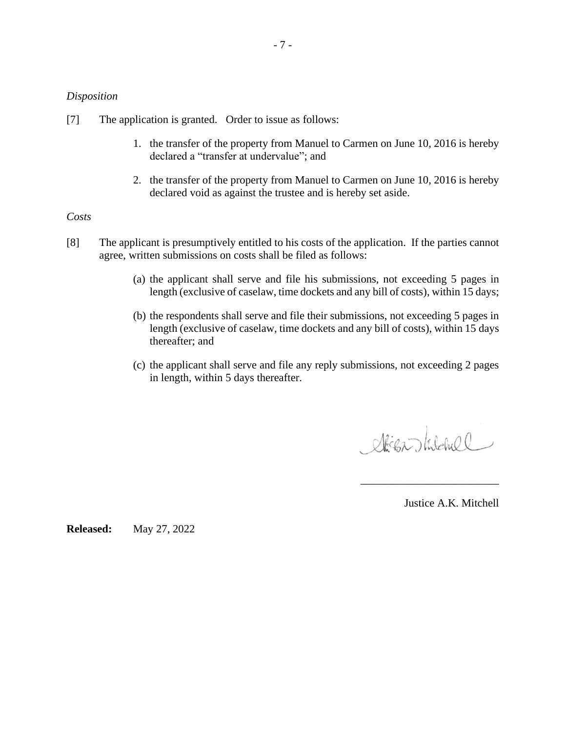*Disposition*

[7] The application is granted. Order to issue as follows:

1. the transfer of the property from Manuel to Carmen on June 10, 2016 is hereby declared a "transfer at undervalue"; and

2. the transfer of the property from Manuel to Carmen on June 10, 2016 is hereby declared void as against the trustee and is hereby set aside.

*Costs*

[8] The applicant is presumptively entitled to his costs of the application. If the parties cannot agree, written submissions on costs shall be filed as follows:

(a) the applicant shall serve and file his submissions, not exceeding 5 pages in length (exclusive of caselaw, time dockets and any bill of costs), within 15 days;

(b) the respondents shall serve and file their submissions, not exceeding 5 pages in length (exclusive of caselaw, time dockets and any bill of costs), within 15 days thereafter; and

(c) the applicant shall serve and file any reply submissions, not exceeding 2 pages in length, within 5 days thereafter.

Justice A.K. Mitchell

**Released:** May 27, 2022